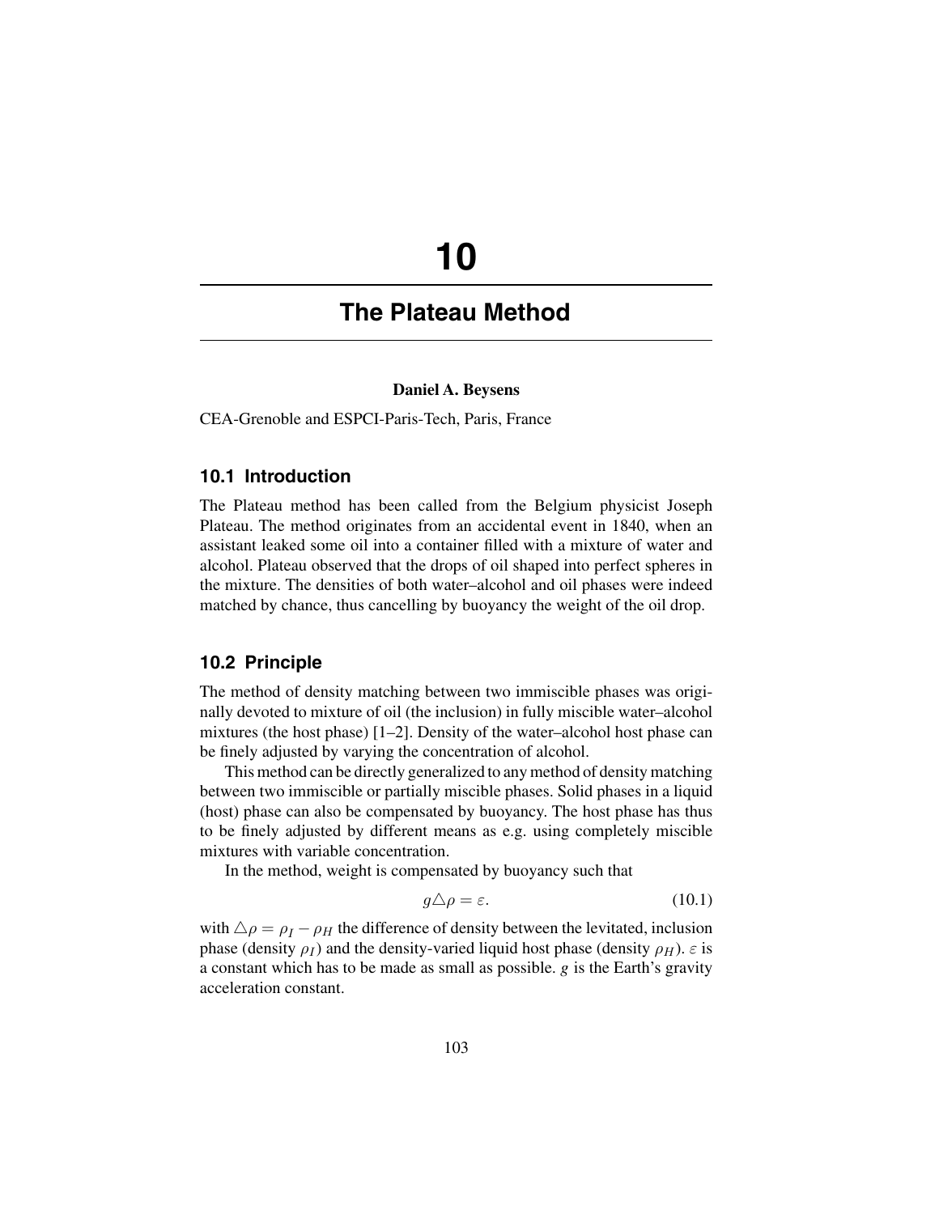# 10

# The Plateau Method

**Daniel A. Beysens**

CEA-Grenoble and ESPCI-Paris-Tech, Paris, France

## 10.1 Introduction

The Plateau method has been called from the Belgium physicist Joseph Plateau. The method originates from an accidental event in 1840, when an assistant leaked some oil into a container filled with a mixture of water and alcohol. Plateau observed that the drops of oil shaped into perfect spheres in the mixture. The densities of both water–alcohol and oil phases were indeed matched by chance, thus cancelling by buoyancy the weight of the oil drop.

## 10.2 Principle

The method of density matching between two immiscible phases was originally devoted to mixture of oil (the inclusion) in fully miscible water–alcohol mixtures (the host phase) [1–2]. Density of the water–alcohol host phase can be finely adjusted by varying the concentration of alcohol.

This method can be directly generalized to any method of density matching between two immiscible or partially miscible phases. Solid phases in a liquid (host) phase can also be compensated by buoyancy. The host phase has thus to be finely adjusted by different means as e.g. using completely miscible mixtures with variable concentration.

In the method, weight is compensated by buoyancy such that

$$g\triangle\rho = \varepsilon. \tag{10.1}$$

with $\triangle\rho = \rho_I - \rho_H$ the difference of density between the levitated, inclusion phase (density $\rho_I$) and the density-varied liquid host phase (density $\rho_H$). $\varepsilon$ is a constant which has to be made as small as possible. $g$ is the Earth's gravity acceleration constant.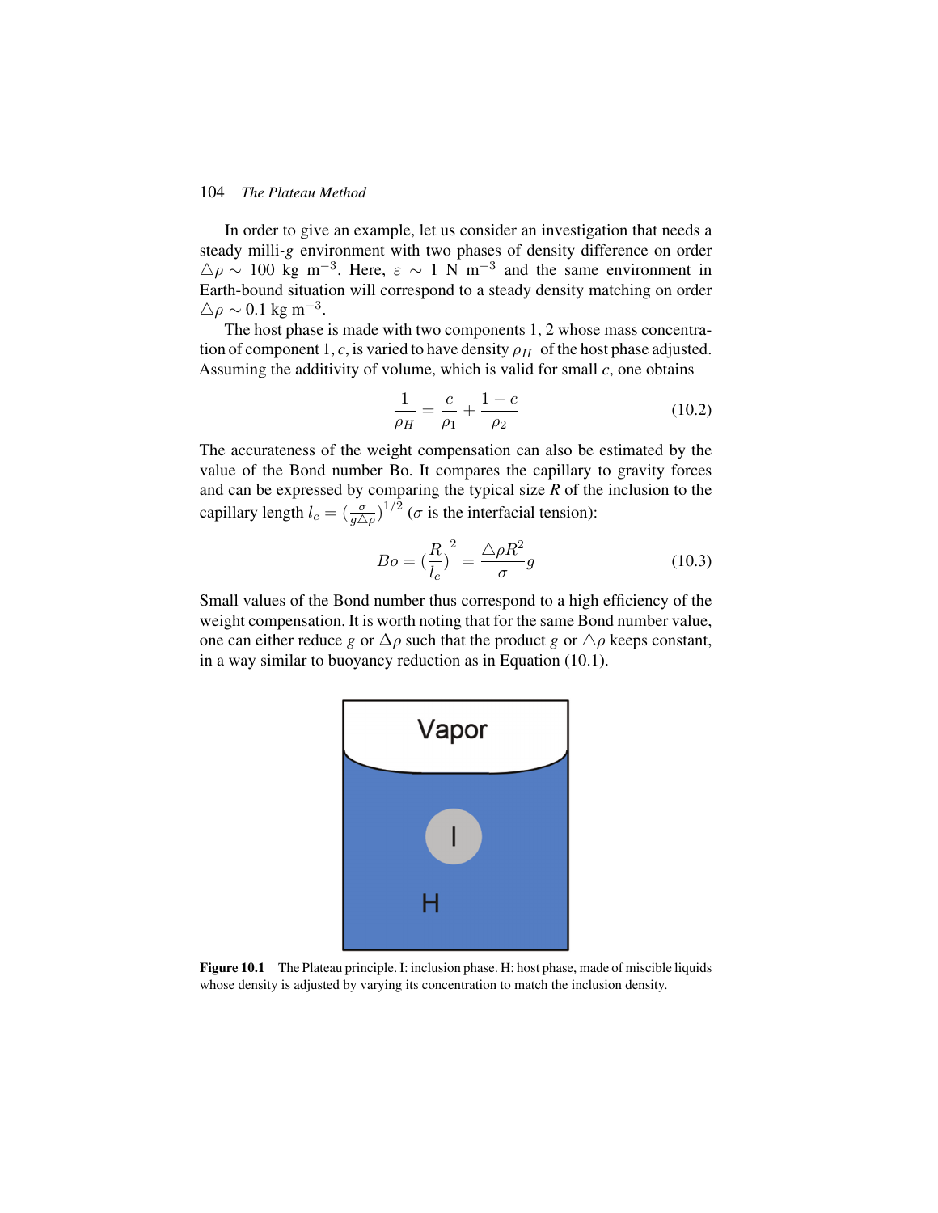In order to give an example, let us consider an investigation that needs a steady milli-$g$ environment with two phases of density difference on order $\triangle\rho \sim 100$ kg m$^{-3}$. Here, $\varepsilon \sim 1$ N m$^{-3}$ and the same environment in Earth-bound situation will correspond to a steady density matching on order $\triangle\rho \sim 0.1$ kg m$^{-3}$.

The host phase is made with two components 1, 2 whose mass concentration of component 1, $c$, is varied to have density $\rho_H$ of the host phase adjusted. Assuming the additivity of volume, which is valid for small $c$, one obtains

$$\frac{1}{\rho_H} = \frac{c}{\rho_1} + \frac{1-c}{\rho_2} \tag{10.2}$$

The accurateness of the weight compensation can also be estimated by the value of the Bond number Bo. It compares the capillary to gravity forces and can be expressed by comparing the typical size *R* of the inclusion to the capillary length $l_c = (\frac{\sigma}{g\triangle\rho})^{1/2}$ ($\sigma$ is the interfacial tension):

$$Bo = (\frac{R}{l_c})^2 = \frac{\triangle\rho R^2}{\sigma} g \tag{10.3}$$

Small values of the Bond number thus correspond to a high efficiency of the weight compensation. It is worth noting that for the same Bond number value, one can either reduce $g$ or $\Delta\rho$ such that the product $g$ or $\triangle\rho$ keeps constant, in a way similar to buoyancy reduction as in Equation (10.1).

**Figure 10.1** The Plateau principle. I: inclusion phase. H: host phase, made of miscible liquids whose density is adjusted by varying its concentration to match the inclusion density.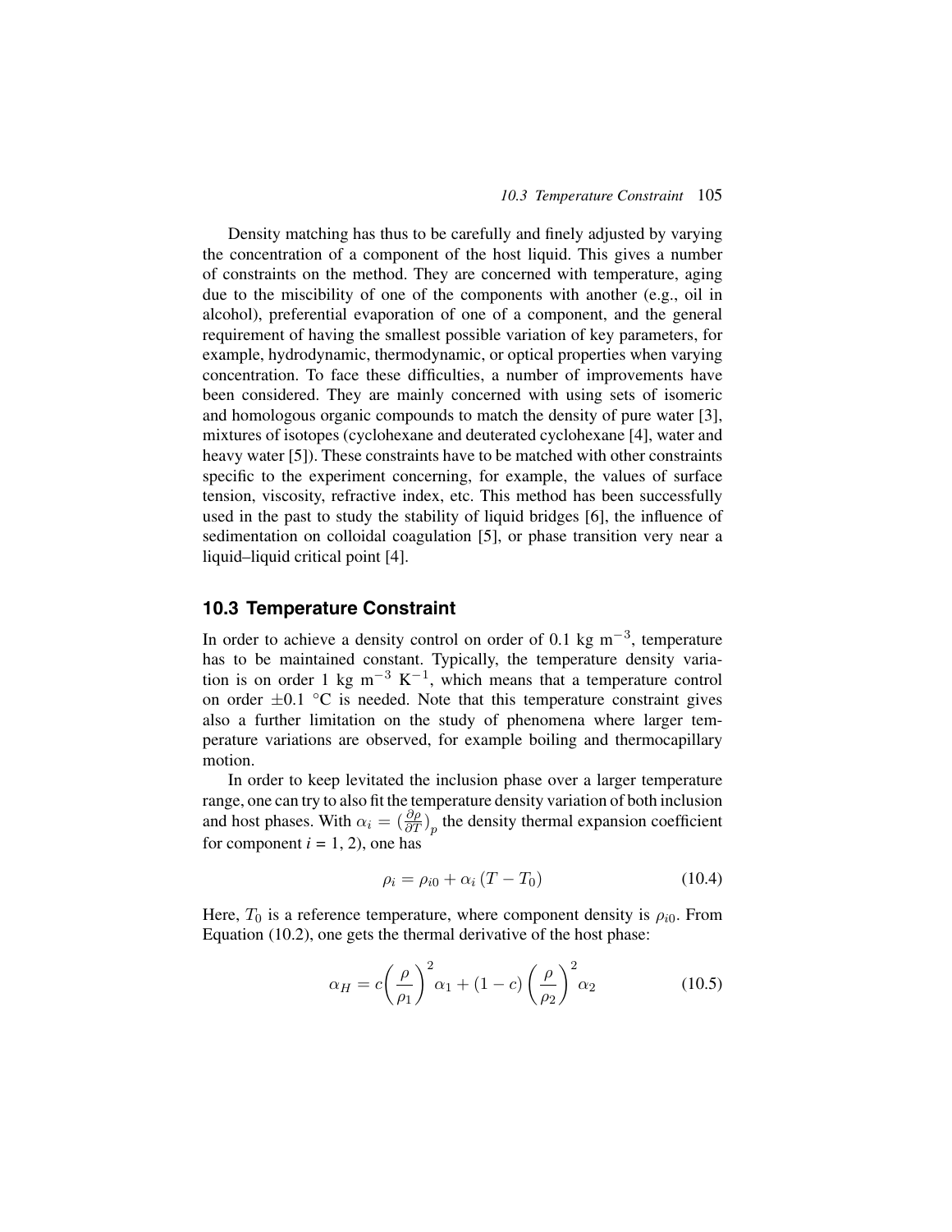Density matching has thus to be carefully and finely adjusted by varying the concentration of a component of the host liquid. This gives a number of constraints on the method. They are concerned with temperature, aging due to the miscibility of one of the components with another (e.g., oil in alcohol), preferential evaporation of one of a component, and the general requirement of having the smallest possible variation of key parameters, for example, hydrodynamic, thermodynamic, or optical properties when varying concentration. To face these difficulties, a number of improvements have been considered. They are mainly concerned with using sets of isomeric and homologous organic compounds to match the density of pure water [3], mixtures of isotopes (cyclohexane and deuterated cyclohexane [4], water and heavy water [5]). These constraints have to be matched with other constraints specific to the experiment concerning, for example, the values of surface tension, viscosity, refractive index, etc. This method has been successfully used in the past to study the stability of liquid bridges [6], the influence of sedimentation on colloidal coagulation [5], or phase transition very near a liquid–liquid critical point [4].

## 10.3 Temperature Constraint

In order to achieve a density control on order of 0.1 kg $m^{-3}$, temperature has to be maintained constant. Typically, the temperature density variation is on order 1 kg $m^{-3}$ $K^{-1}$, which means that a temperature control on order $\pm 0.1$ °C is needed. Note that this temperature constraint gives also a further limitation on the study of phenomena where larger temperature variations are observed, for example boiling and thermocapillary motion.

In order to keep levitated the inclusion phase over a larger temperature range, one can try to also fit the temperature density variation of both inclusion and host phases. With $\alpha_i = \left(\frac{\partial \rho}{\partial T}\right)_p$ the density thermal expansion coefficient for component $i = 1, 2$), one has

$$\rho_i = \rho_{i0} + \alpha_i \left(T - T_0\right) \tag{10.4}$$

Here, $T_0$ is a reference temperature, where component density is $\rho_{i0}$. From Equation (10.2), one gets the thermal derivative of the host phase:

$$\alpha_H = c\left(\frac{\rho}{\rho_1}\right)^2 \alpha_1 + (1-c)\left(\frac{\rho}{\rho_2}\right)^2 \alpha_2 \tag{10.5}$$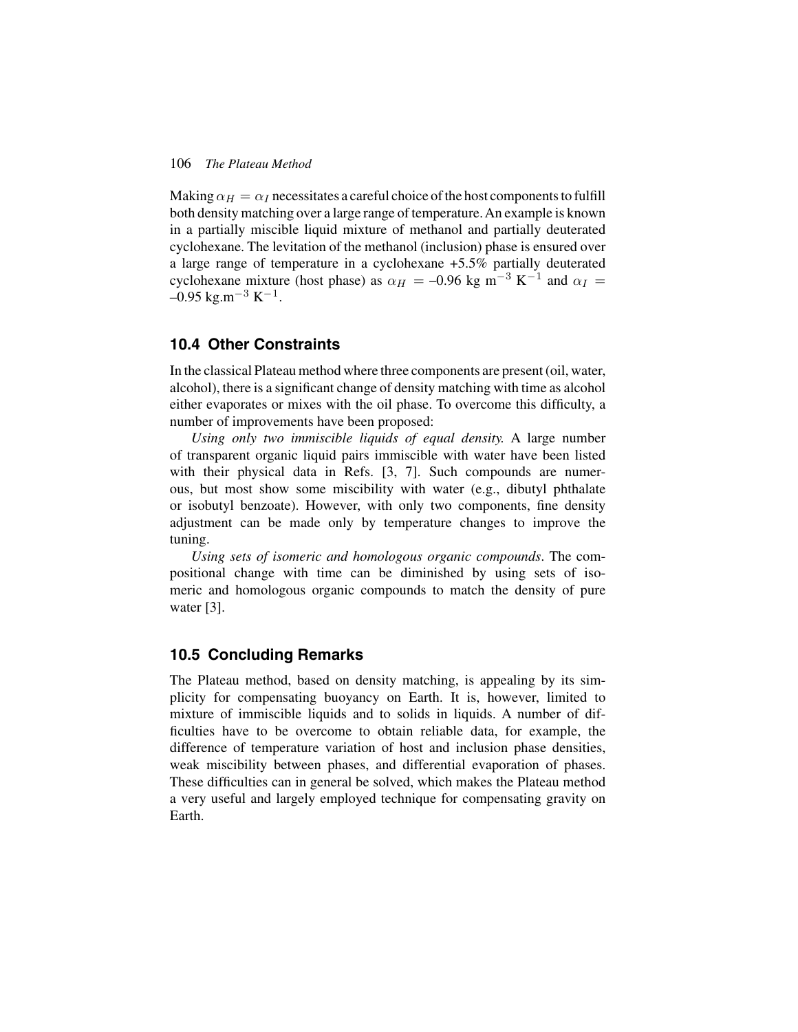Making $\alpha_H = \alpha_I$ necessitates a careful choice of the host components to fulfill both density matching over a large range of temperature. An example is known in a partially miscible liquid mixture of methanol and partially deuterated cyclohexane. The levitation of the methanol (inclusion) phase is ensured over a large range of temperature in a cyclohexane +5.5% partially deuterated cyclohexane mixture (host phase) as $\alpha_H = -0.96$ kg m$^{-3}$ K$^{-1}$ and $\alpha_I = -0.95$ kg.m$^{-3}$ K$^{-1}$.

## 10.4 Other Constraints

In the classical Plateau method where three components are present (oil, water, alcohol), there is a significant change of density matching with time as alcohol either evaporates or mixes with the oil phase. To overcome this difficulty, a number of improvements have been proposed:

*Using only two immiscible liquids of equal density.* A large number of transparent organic liquid pairs immiscible with water have been listed with their physical data in Refs. [3, 7]. Such compounds are numerous, but most show some miscibility with water (e.g., dibutyl phthalate or isobutyl benzoate). However, with only two components, fine density adjustment can be made only by temperature changes to improve the tuning.

*Using sets of isomeric and homologous organic compounds*. The compositional change with time can be diminished by using sets of isomeric and homologous organic compounds to match the density of pure water [3].

## 10.5 Concluding Remarks

The Plateau method, based on density matching, is appealing by its simplicity for compensating buoyancy on Earth. It is, however, limited to mixture of immiscible liquids and to solids in liquids. A number of difficulties have to be overcome to obtain reliable data, for example, the difference of temperature variation of host and inclusion phase densities, weak miscibility between phases, and differential evaporation of phases. These difficulties can in general be solved, which makes the Plateau method a very useful and largely employed technique for compensating gravity on Earth.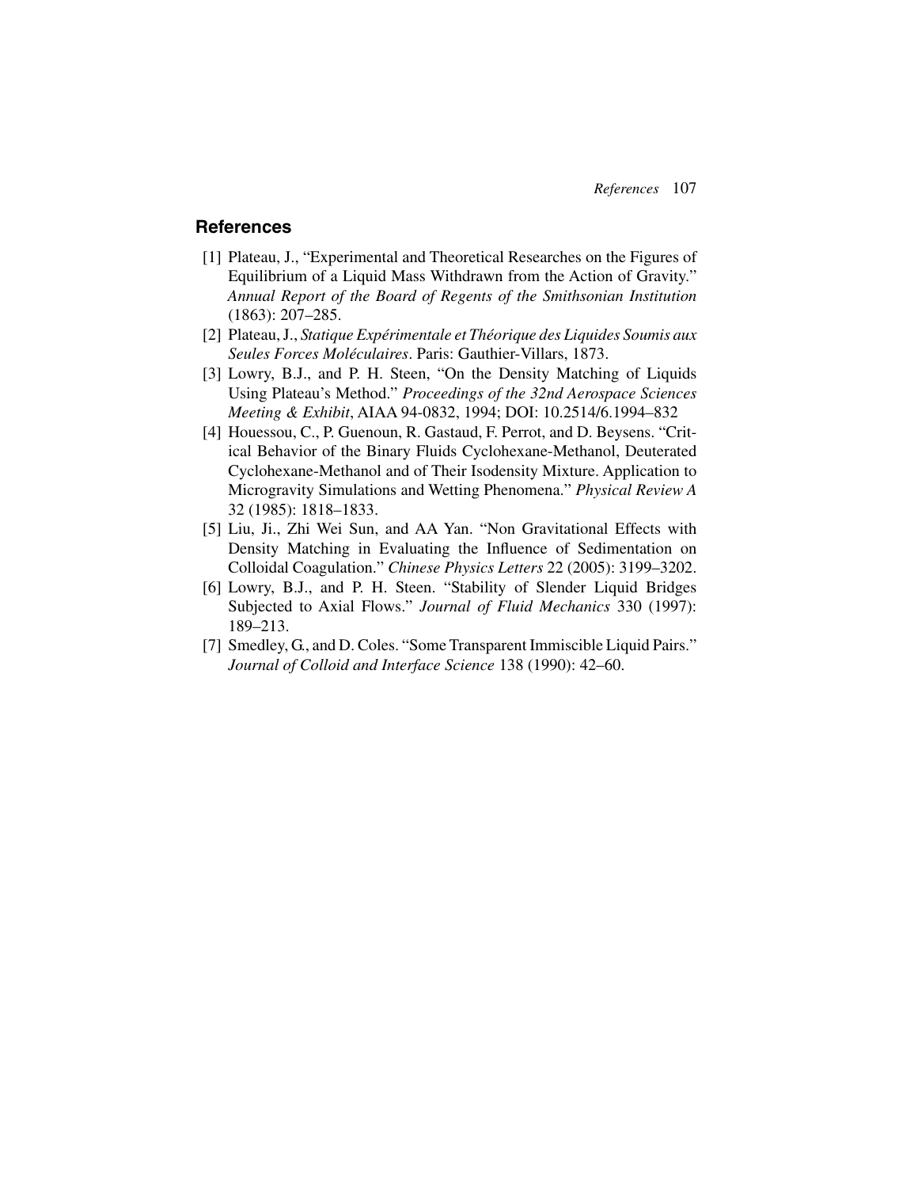## References

[1] Plateau, J., "Experimental and Theoretical Researches on the Figures of Equilibrium of a Liquid Mass Withdrawn from the Action of Gravity." *Annual Report of the Board of Regents of the Smithsonian Institution* (1863): 207–285.

[2] Plateau, J., *Statique Expérimentale et Théorique des Liquides Soumis aux Seules Forces Moléculaires*. Paris: Gauthier-Villars, 1873.

[3] Lowry, B.J., and P. H. Steen, "On the Density Matching of Liquids Using Plateau's Method." *Proceedings of the 32nd Aerospace Sciences Meeting & Exhibit*, AIAA 94-0832, 1994; DOI: 10.2514/6.1994–832

[4] Houessou, C., P. Guenoun, R. Gastaud, F. Perrot, and D. Beysens. "Critical Behavior of the Binary Fluids Cyclohexane-Methanol, Deuterated Cyclohexane-Methanol and of Their Isodensity Mixture. Application to Microgravity Simulations and Wetting Phenomena." *Physical Review A* 32 (1985): 1818–1833.

[5] Liu, Ji., Zhi Wei Sun, and AA Yan. "Non Gravitational Effects with Density Matching in Evaluating the Influence of Sedimentation on Colloidal Coagulation." *Chinese Physics Letters* 22 (2005): 3199–3202.

[6] Lowry, B.J., and P. H. Steen. "Stability of Slender Liquid Bridges Subjected to Axial Flows." *Journal of Fluid Mechanics* 330 (1997): 189–213.

[7] Smedley, G., and D. Coles. "Some Transparent Immiscible Liquid Pairs." *Journal of Colloid and Interface Science* 138 (1990): 42–60.